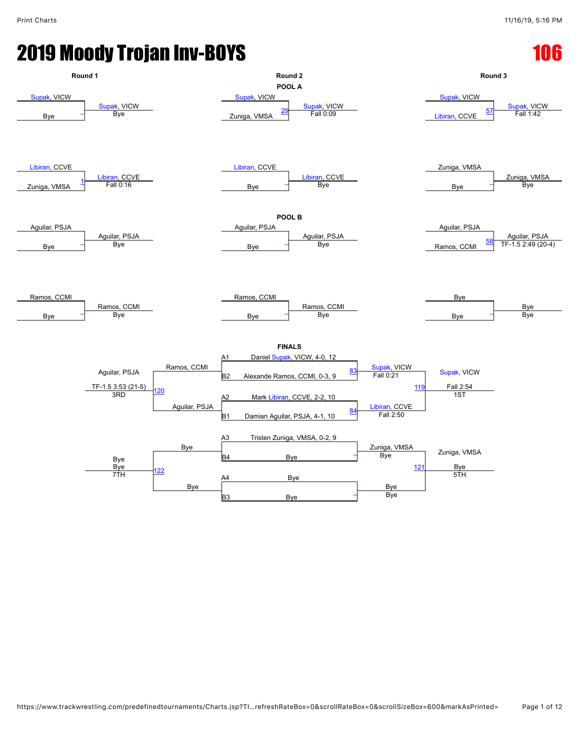# 2019 Moody Trojan Inv-BOYS

## 106

### POOL A

| Round 1 | | Round 2 | | Round 3 | |
|---|---|---|---|---|---|
| Supak, VICW vs Bye | Supak, VICW — Bye | Supak, VICW vs Zuniga, VMSA (29) | Supak, VICW — Fall 0:09 | Supak, VICW vs Libiran, CCVE (57) | Supak, VICW — Fall 1:42 |
| Libiran, CCVE vs Zuniga, VMSA (1) | Libiran, CCVE — Fall 0:16 | Libiran, CCVE vs Bye | Libiran, CCVE — Bye | Zuniga, VMSA vs Bye | Zuniga, VMSA — Bye |

### POOL B

| Round 1 | | Round 2 | | Round 3 | |
|---|---|---|---|---|---|
| Aguilar, PSJA vs Bye | Aguilar, PSJA — Bye | Aguilar, PSJA vs Bye | Aguilar, PSJA — Bye | Aguilar, PSJA vs Ramos, CCMI (58) | Aguilar, PSJA — TF-1.5 2:49 (20-4) |
| Ramos, CCMI vs Bye | Ramos, CCMI — Bye | Ramos, CCMI vs Bye | Ramos, CCMI — Bye | Bye vs Bye | Bye — Bye |

### FINALS

**Semifinals**

- A1 Daniel Supak, VICW, 4-0, 12 vs B2 Alexande Ramos, CCMI, 0-3, 9 (83): Supak, VICW — Fall 0:21
- A2 Mark Libiran, CCVE, 2-2, 10 vs B1 Damian Aguilar, PSJA, 4-1, 10 (84): Libiran, CCVE — Fall 2:50
- A3 Tristen Zuniga, VMSA, 0-2, 9 vs B4 Bye: Zuniga, VMSA — Bye
- A4 Bye vs B3 Bye: Bye — Bye

**Placement matches**

- 1ST (119): Supak, VICW vs Libiran, CCVE — Supak, VICW, Fall 2:54
- 3RD (120): Ramos, CCMI vs Aguilar, PSJA — Aguilar, PSJA, TF-1.5 3:53 (21-5)
- 5TH (121): Zuniga, VMSA vs Bye — Zuniga, VMSA, Bye
- 7TH (122): Bye vs Bye — Bye, Bye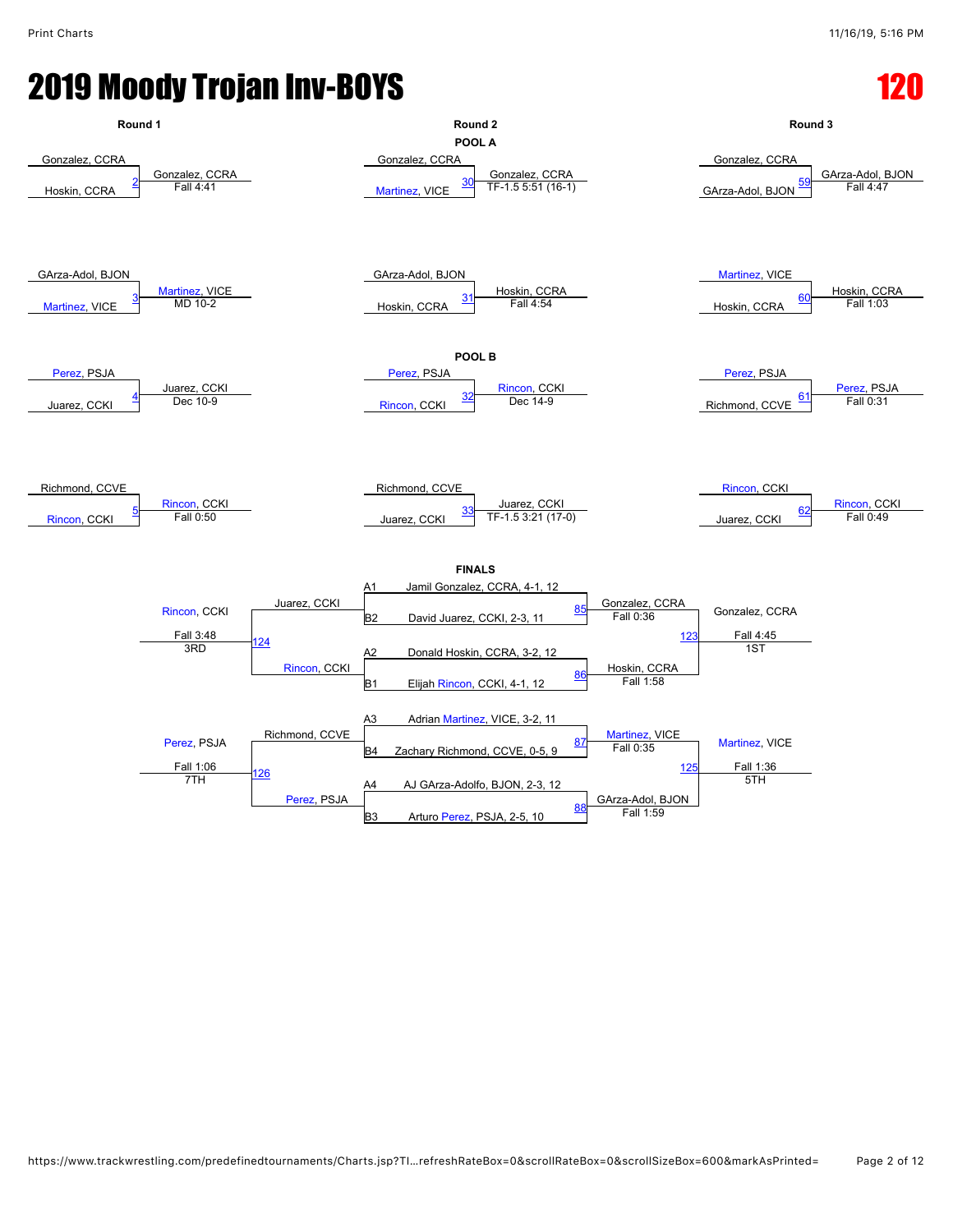# 2019 Moody Trojan Inv-BOYS

## 120

### POOL A

| Round 1 | | Round 2 | | Round 3 | |
|---|---|---|---|---|---|
| Gonzalez, CCRA vs Hoskin, CCRA (2) | Gonzalez, CCRA — Fall 4:41 | Gonzalez, CCRA vs Martinez, VICE (30) | Gonzalez, CCRA — TF-1.5 5:51 (16-1) | Gonzalez, CCRA vs GArza-Adol, BJON (59) | GArza-Adol, BJON — Fall 4:47 |
| GArza-Adol, BJON vs Martinez, VICE (3) | Martinez, VICE — MD 10-2 | GArza-Adol, BJON vs Hoskin, CCRA (31) | Hoskin, CCRA — Fall 4:54 | Martinez, VICE vs Hoskin, CCRA (60) | Hoskin, CCRA — Fall 1:03 |

### POOL B

| Round 1 | | Round 2 | | Round 3 | |
|---|---|---|---|---|---|
| Perez, PSJA vs Juarez, CCKI (4) | Juarez, CCKI — Dec 10-9 | Perez, PSJA vs Rincon, CCKI (32) | Rincon, CCKI — Dec 14-9 | Perez, PSJA vs Richmond, CCVE (61) | Perez, PSJA — Fall 0:31 |
| Richmond, CCVE vs Rincon, CCKI (5) | Rincon, CCKI — Fall 0:50 | Richmond, CCVE vs Juarez, CCKI (33) | Juarez, CCKI — TF-1.5 3:21 (17-0) | Rincon, CCKI vs Juarez, CCKI (62) | Rincon, CCKI — Fall 0:49 |

### FINALS

| Seed | Wrestler |
|---|---|
| A1 | Jamil Gonzalez, CCRA, 4-1, 12 |
| B2 | David Juarez, CCKI, 2-3, 11 |
| A2 | Donald Hoskin, CCRA, 3-2, 12 |
| B1 | Elijah Rincon, CCKI, 4-1, 12 |
| A3 | Adrian Martinez, VICE, 3-2, 11 |
| B4 | Zachary Richmond, CCVE, 0-5, 9 |
| A4 | AJ GArza-Adolfo, BJON, 2-3, 12 |
| B3 | Arturo Perez, PSJA, 2-5, 10 |

| Bout | Matchup | Winner | Result | Place |
|---|---|---|---|---|
| 85 | A1 Gonzalez vs B2 Juarez | Gonzalez, CCRA | Fall 0:36 | |
| 86 | A2 Hoskin vs B1 Rincon | Hoskin, CCRA | Fall 1:58 | |
| 123 | Gonzalez, CCRA vs Hoskin, CCRA | Gonzalez, CCRA | Fall 4:45 | 1ST |
| 124 | Juarez, CCKI vs Rincon, CCKI | Rincon, CCKI | Fall 3:48 | 3RD |
| 87 | A3 Martinez vs B4 Richmond | Martinez, VICE | Fall 0:35 | |
| 88 | A4 GArza-Adolfo vs B3 Perez | GArza-Adol, BJON | Fall 1:59 | |
| 125 | Martinez, VICE vs GArza-Adol, BJON | Martinez, VICE | Fall 1:36 | 5TH |
| 126 | Richmond, CCVE vs Perez, PSJA | Perez, PSJA | Fall 1:06 | 7TH |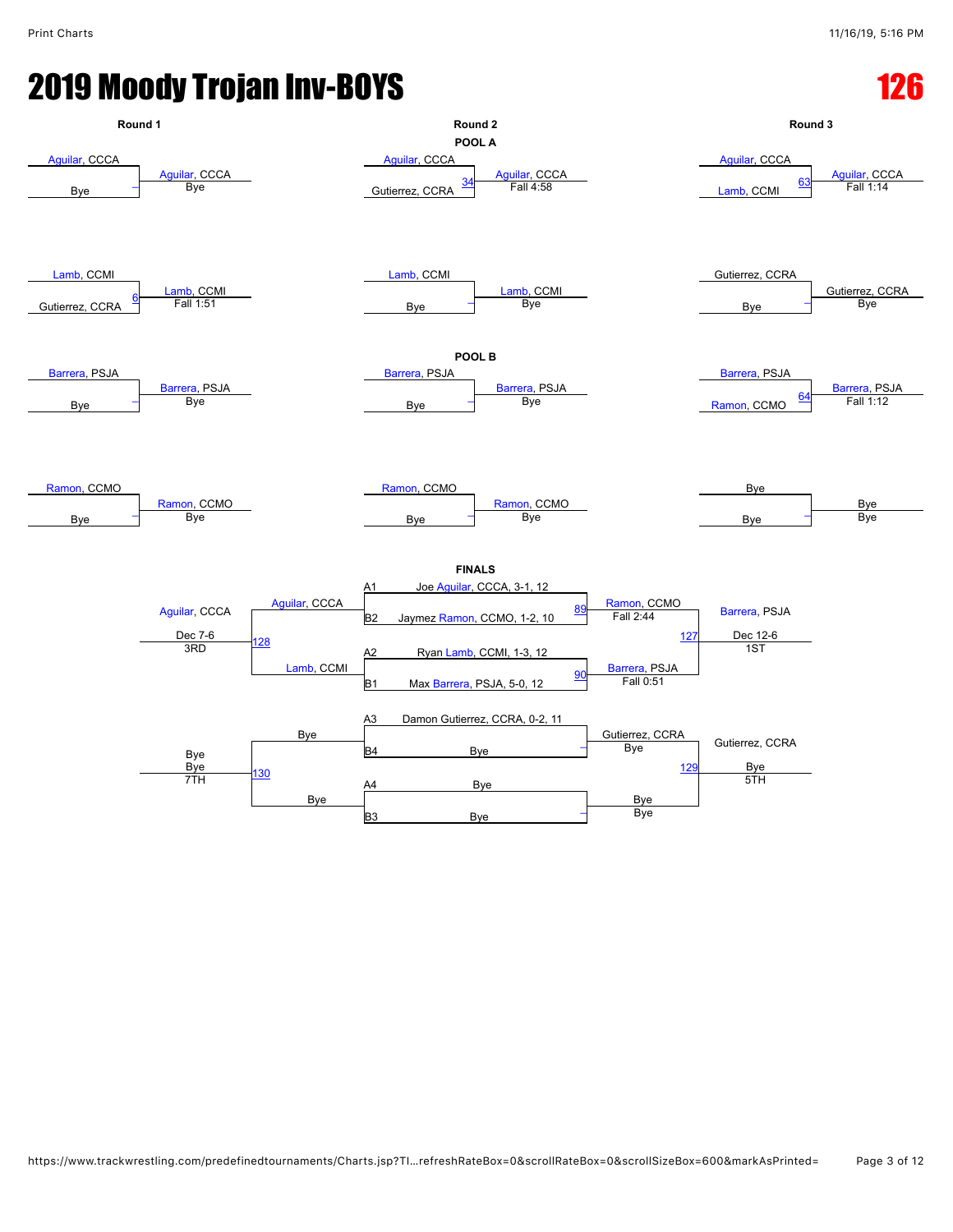# 2019 Moody Trojan Inv-BOYS

## 126

### POOL A

| Round 1 | | Round 2 | | Round 3 | |
|---|---|---|---|---|---|
| Aguilar, CCCA vs Bye | Aguilar, CCCA (Bye) | Aguilar, CCCA vs Gutierrez, CCRA (34) | Aguilar, CCCA (Fall 4:58) | Aguilar, CCCA vs Lamb, CCMI (63) | Aguilar, CCCA (Fall 1:14) |
| Lamb, CCMI vs Gutierrez, CCRA (6) | Lamb, CCMI (Fall 1:51) | Lamb, CCMI vs Bye | Lamb, CCMI (Bye) | Gutierrez, CCRA vs Bye | Gutierrez, CCRA (Bye) |

### POOL B

| Round 1 | | Round 2 | | Round 3 | |
|---|---|---|---|---|---|
| Barrera, PSJA vs Bye | Barrera, PSJA (Bye) | Barrera, PSJA vs Bye | Barrera, PSJA (Bye) | Barrera, PSJA vs Ramon, CCMO (64) | Barrera, PSJA (Fall 1:12) |
| Ramon, CCMO vs Bye | Ramon, CCMO (Bye) | Ramon, CCMO vs Bye | Ramon, CCMO (Bye) | Bye vs Bye | Bye (Bye) |

### FINALS

- A1 Joe Aguilar, CCCA, 3-1, 12
- B2 Jaymez Ramon, CCMO, 1-2, 10
- A2 Ryan Lamb, CCMI, 1-3, 12
- B1 Max Barrera, PSJA, 5-0, 12
- A3 Damon Gutierrez, CCRA, 0-2, 11
- B4 Bye
- A4 Bye
- B3 Bye

| Match | Bout | Winner | Result |
|---|---|---|---|
| A1 vs B2 | 89 | Ramon, CCMO | Fall 2:44 |
| A2 vs B1 | 90 | Barrera, PSJA | Fall 0:51 |
| Ramon, CCMO vs Barrera, PSJA (1ST) | 127 | Barrera, PSJA | Dec 12-6 |
| Aguilar, CCCA vs Lamb, CCMI (3RD) | 128 | Aguilar, CCCA | Dec 7-6 |
| A3 vs B4 | – | Gutierrez, CCRA | Bye |
| A4 vs B3 | – | Bye | Bye |
| Gutierrez, CCRA vs Bye (5TH) | 129 | Gutierrez, CCRA | Bye |
| Bye vs Bye (7TH) | 130 | Bye | Bye |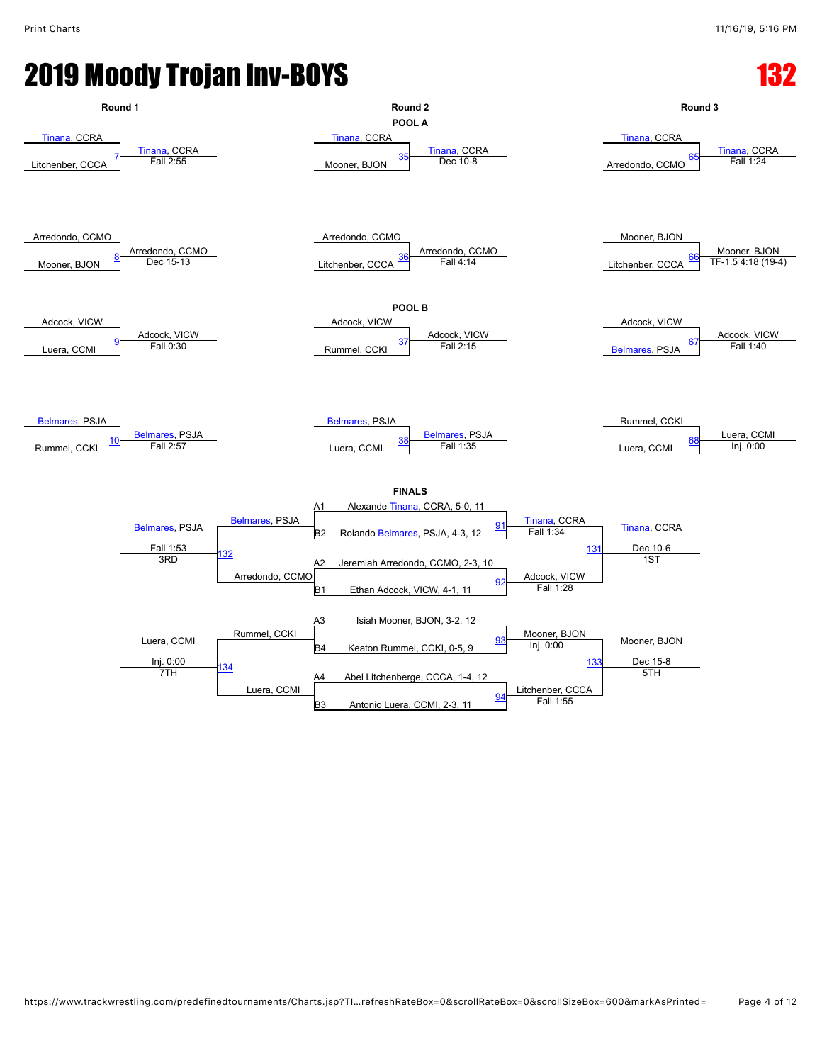# 2019 Moody Trojan Inv-BOYS

## 132

### POOL A

| Round | Bout | Wrestler 1 | Wrestler 2 | Winner | Result |
|---|---|---|---|---|---|
| Round 1 | 7 | Tinana, CCRA | Litchenber, CCCA | Tinana, CCRA | Fall 2:55 |
| Round 1 | 8 | Arredondo, CCMO | Mooner, BJON | Arredondo, CCMO | Dec 15-13 |
| Round 2 | 35 | Tinana, CCRA | Mooner, BJON | Tinana, CCRA | Dec 10-8 |
| Round 2 | 36 | Arredondo, CCMO | Litchenber, CCCA | Arredondo, CCMO | Fall 4:14 |
| Round 3 | 65 | Tinana, CCRA | Arredondo, CCMO | Tinana, CCRA | Fall 1:24 |
| Round 3 | 66 | Mooner, BJON | Litchenber, CCCA | Mooner, BJON | TF-1.5 4:18 (19-4) |

### POOL B

| Round | Bout | Wrestler 1 | Wrestler 2 | Winner | Result |
|---|---|---|---|---|---|
| Round 1 | 9 | Adcock, VICW | Luera, CCMI | Adcock, VICW | Fall 0:30 |
| Round 1 | 10 | Belmares, PSJA | Rummel, CCKI | Belmares, PSJA | Fall 2:57 |
| Round 2 | 37 | Adcock, VICW | Rummel, CCKI | Adcock, VICW | Fall 2:15 |
| Round 2 | 38 | Belmares, PSJA | Luera, CCMI | Belmares, PSJA | Fall 1:35 |
| Round 3 | 67 | Adcock, VICW | Belmares, PSJA | Adcock, VICW | Fall 1:40 |
| Round 3 | 68 | Rummel, CCKI | Luera, CCMI | Luera, CCMI | Inj. 0:00 |

### FINALS

**Seeds**
- A1 Alexande Tinana, CCRA, 5-0, 11
- B2 Rolando Belmares, PSJA, 4-3, 12
- A2 Jeremiah Arredondo, CCMO, 2-3, 10
- B1 Ethan Adcock, VICW, 4-1, 11
- A3 Isiah Mooner, BJON, 3-2, 12
- B4 Keaton Rummel, CCKI, 0-5, 9
- A4 Abel Litchenberge, CCCA, 1-4, 12
- B3 Antonio Luera, CCMI, 2-3, 11

| Bout | Wrestler 1 | Wrestler 2 | Winner | Result | Place |
|---|---|---|---|---|---|
| 91 | Alexande Tinana, CCRA | Rolando Belmares, PSJA | Tinana, CCRA | Fall 1:34 | |
| 92 | Jeremiah Arredondo, CCMO | Ethan Adcock, VICW | Adcock, VICW | Fall 1:28 | |
| 131 | Tinana, CCRA | Adcock, VICW | Tinana, CCRA | Dec 10-6 | 1ST |
| 132 | Belmares, PSJA | Arredondo, CCMO | Belmares, PSJA | Fall 1:53 | 3RD |
| 93 | Isiah Mooner, BJON | Keaton Rummel, CCKI | Mooner, BJON | Inj. 0:00 | |
| 94 | Abel Litchenberge, CCCA | Antonio Luera, CCMI | Litchenber, CCCA | Fall 1:55 | |
| 133 | Mooner, BJON | Litchenber, CCCA | Mooner, BJON | Dec 15-8 | 5TH |
| 134 | Rummel, CCKI | Luera, CCMI | Luera, CCMI | Inj. 0:00 | 7TH |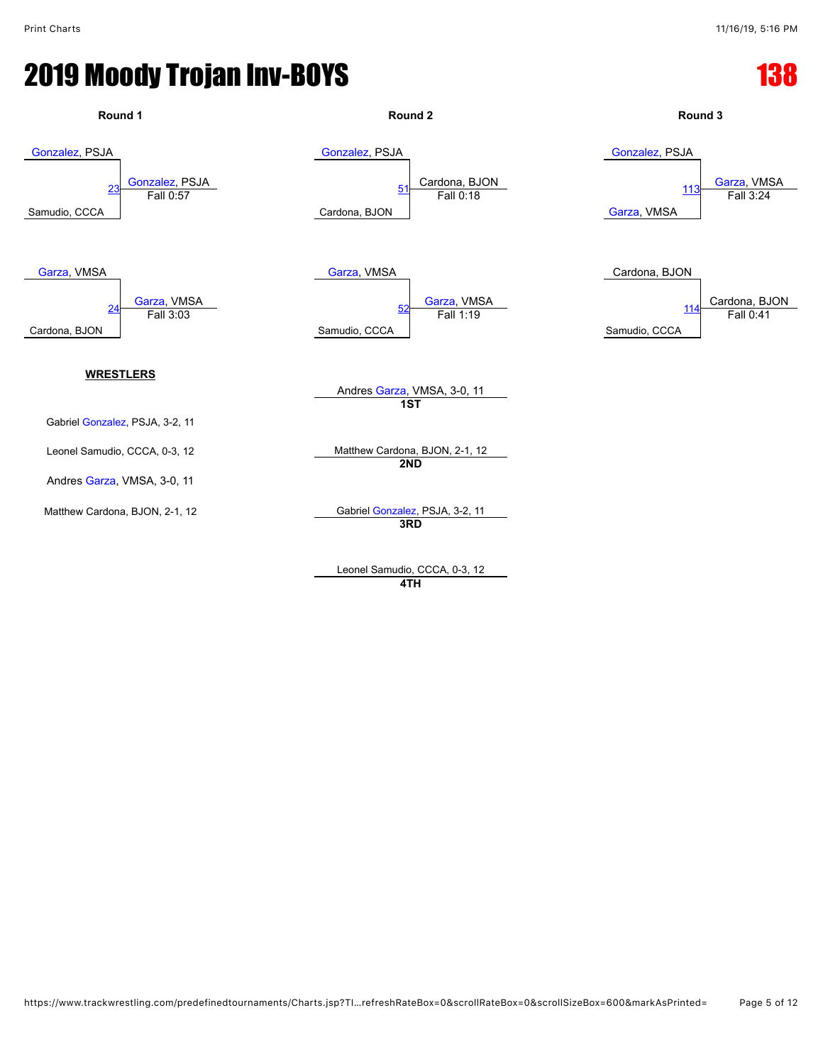# 2019 Moody Trojan Inv-BOYS

## 138

### Round 1

Gonzalez, PSJA
Samudio, CCCA
Match 23: Gonzalez, PSJA — Fall 0:57

Garza, VMSA
Cardona, BJON
Match 24: Garza, VMSA — Fall 3:03

### Round 2

Gonzalez, PSJA
Cardona, BJON
Match 51: Cardona, BJON — Fall 0:18

Garza, VMSA
Samudio, CCCA
Match 52: Garza, VMSA — Fall 1:19

### Round 3

Gonzalez, PSJA
Garza, VMSA
Match 113: Garza, VMSA — Fall 3:24

Cardona, BJON
Samudio, CCCA
Match 114: Cardona, BJON — Fall 0:41

### WRESTLERS

Gabriel Gonzalez, PSJA, 3-2, 11

Leonel Samudio, CCCA, 0-3, 12

Andres Garza, VMSA, 3-0, 11

Matthew Cardona, BJON, 2-1, 12

### Placements

**1ST**: Andres Garza, VMSA, 3-0, 11

**2ND**: Matthew Cardona, BJON, 2-1, 12

**3RD**: Gabriel Gonzalez, PSJA, 3-2, 11

**4TH**: Leonel Samudio, CCCA, 0-3, 12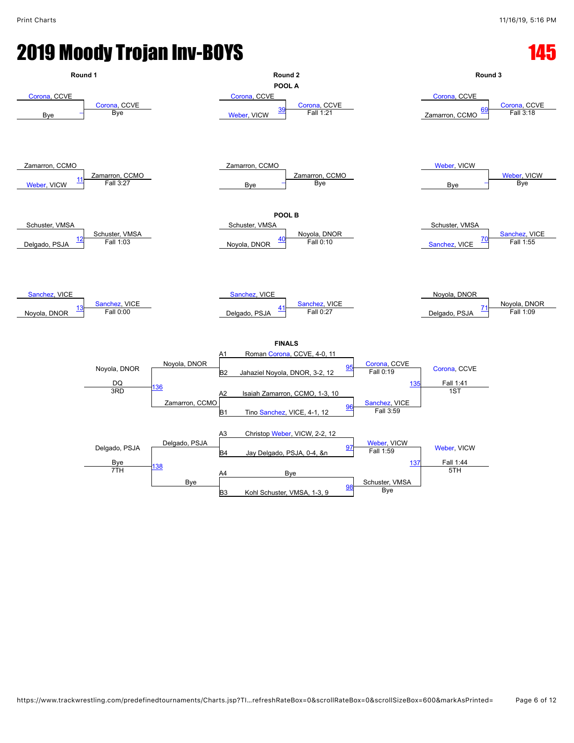# 2019 Moody Trojan Inv-BOYS

## 145

### POOL A

| Round 1 | | Round 2 | | Round 3 | |
|---|---|---|---|---|---|
| Corona, CCVE vs Bye | Corona, CCVE – Bye | Corona, CCVE vs Weber, VICW (39) | Corona, CCVE – Fall 1:21 | Corona, CCVE vs Zamarron, CCMO (69) | Corona, CCVE – Fall 3:18 |
| Zamarron, CCMO vs Weber, VICW (11) | Zamarron, CCMO – Fall 3:27 | Zamarron, CCMO vs Bye | Zamarron, CCMO – Bye | Weber, VICW vs Bye | Weber, VICW – Bye |

### POOL B

| Round 1 | | Round 2 | | Round 3 | |
|---|---|---|---|---|---|
| Schuster, VMSA vs Delgado, PSJA (12) | Schuster, VMSA – Fall 1:03 | Schuster, VMSA vs Noyola, DNOR (40) | Noyola, DNOR – Fall 0:10 | Schuster, VMSA vs Sanchez, VICE (70) | Sanchez, VICE – Fall 1:55 |
| Sanchez, VICE vs Noyola, DNOR (13) | Sanchez, VICE – Fall 0:00 | Sanchez, VICE vs Delgado, PSJA (41) | Sanchez, VICE – Fall 0:27 | Noyola, DNOR vs Delgado, PSJA (71) | Noyola, DNOR – Fall 1:09 |

### FINALS

| Seed | Wrestler |
|---|---|
| A1 | Roman Corona, CCVE, 4-0, 11 |
| B2 | Jahaziel Noyola, DNOR, 3-2, 12 |
| A2 | Isaiah Zamarron, CCMO, 1-3, 10 |
| B1 | Tino Sanchez, VICE, 4-1, 12 |
| A3 | Christop Weber, VICW, 2-2, 12 |
| B4 | Jay Delgado, PSJA, 0-4, &n |
| A4 | Bye |
| B3 | Kohl Schuster, VMSA, 1-3, 9 |

| Match | Result |
|---|---|
| 95 | Corona, CCVE – Fall 0:19 |
| 96 | Sanchez, VICE – Fall 3:59 |
| 135 | Corona, CCVE – Fall 1:41 – 1ST |
| 136 | Noyola, DNOR over Zamarron, CCMO – DQ – 3RD |
| 97 | Weber, VICW – Fall 1:59 |
| 98 | Schuster, VMSA – Bye |
| 137 | Weber, VICW – Fall 1:44 – 5TH |
| 138 | Delgado, PSJA over Bye – Bye – 7TH |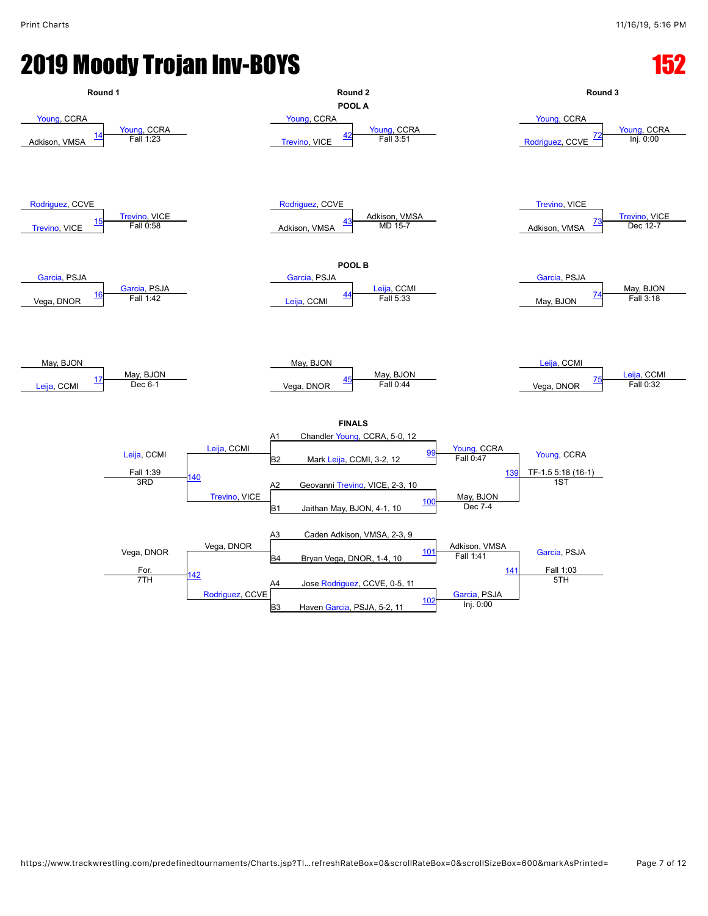# 2019 Moody Trojan Inv-BOYS

**152**

## Round 1

| Match | Wrestler 1 | Wrestler 2 | Winner | Result |
|---|---|---|---|---|
| 14 | Young, CCRA | Adkison, VMSA | Young, CCRA | Fall 1:23 |
| 15 | Rodriguez, CCVE | Trevino, VICE | Trevino, VICE | Fall 0:58 |
| 16 | Garcia, PSJA | Vega, DNOR | Garcia, PSJA | Fall 1:42 |
| 17 | May, BJON | Leija, CCMI | May, BJON | Dec 6-1 |

## Round 2

### POOL A

| Match | Wrestler 1 | Wrestler 2 | Winner | Result |
|---|---|---|---|---|
| 42 | Young, CCRA | Trevino, VICE | Young, CCRA | Fall 3:51 |
| 43 | Rodriguez, CCVE | Adkison, VMSA | Adkison, VMSA | MD 15-7 |

### POOL B

| Match | Wrestler 1 | Wrestler 2 | Winner | Result |
|---|---|---|---|---|
| 44 | Garcia, PSJA | Leija, CCMI | Leija, CCMI | Fall 5:33 |
| 45 | May, BJON | Vega, DNOR | May, BJON | Fall 0:44 |

## Round 3

| Match | Wrestler 1 | Wrestler 2 | Winner | Result |
|---|---|---|---|---|
| 72 | Young, CCRA | Rodriguez, CCVE | Young, CCRA | Inj. 0:00 |
| 73 | Trevino, VICE | Adkison, VMSA | Trevino, VICE | Dec 12-7 |
| 74 | Garcia, PSJA | May, BJON | May, BJON | Fall 3:18 |
| 75 | Leija, CCMI | Vega, DNOR | Leija, CCMI | Fall 0:32 |

## FINALS

**Seeds**

- A1 Chandler Young, CCRA, 5-0, 12
- B2 Mark Leija, CCMI, 3-2, 12
- A2 Geovanni Trevino, VICE, 2-3, 10
- B1 Jaithan May, BJON, 4-1, 10
- A3 Caden Adkison, VMSA, 2-3, 9
- B4 Bryan Vega, DNOR, 1-4, 10
- A4 Jose Rodriguez, CCVE, 0-5, 11
- B3 Haven Garcia, PSJA, 5-2, 11

| Match | Wrestler 1 | Wrestler 2 | Winner | Result | Place |
|---|---|---|---|---|---|
| 99 | Chandler Young, CCRA | Mark Leija, CCMI | Young, CCRA | Fall 0:47 | |
| 100 | Geovanni Trevino, VICE | Jaithan May, BJON | May, BJON | Dec 7-4 | |
| 139 | Young, CCRA | May, BJON | Young, CCRA | TF-1.5 5:18 (16-1) | 1ST |
| 140 | Leija, CCMI | Trevino, VICE | Leija, CCMI | Fall 1:39 | 3RD |
| 101 | Caden Adkison, VMSA | Bryan Vega, DNOR | Adkison, VMSA | Fall 1:41 | |
| 102 | Jose Rodriguez, CCVE | Haven Garcia, PSJA | Garcia, PSJA | Inj. 0:00 | |
| 141 | Adkison, VMSA | Garcia, PSJA | Garcia, PSJA | Fall 1:03 | 5TH |
| 142 | Vega, DNOR | Rodriguez, CCVE | Vega, DNOR | For. | 7TH |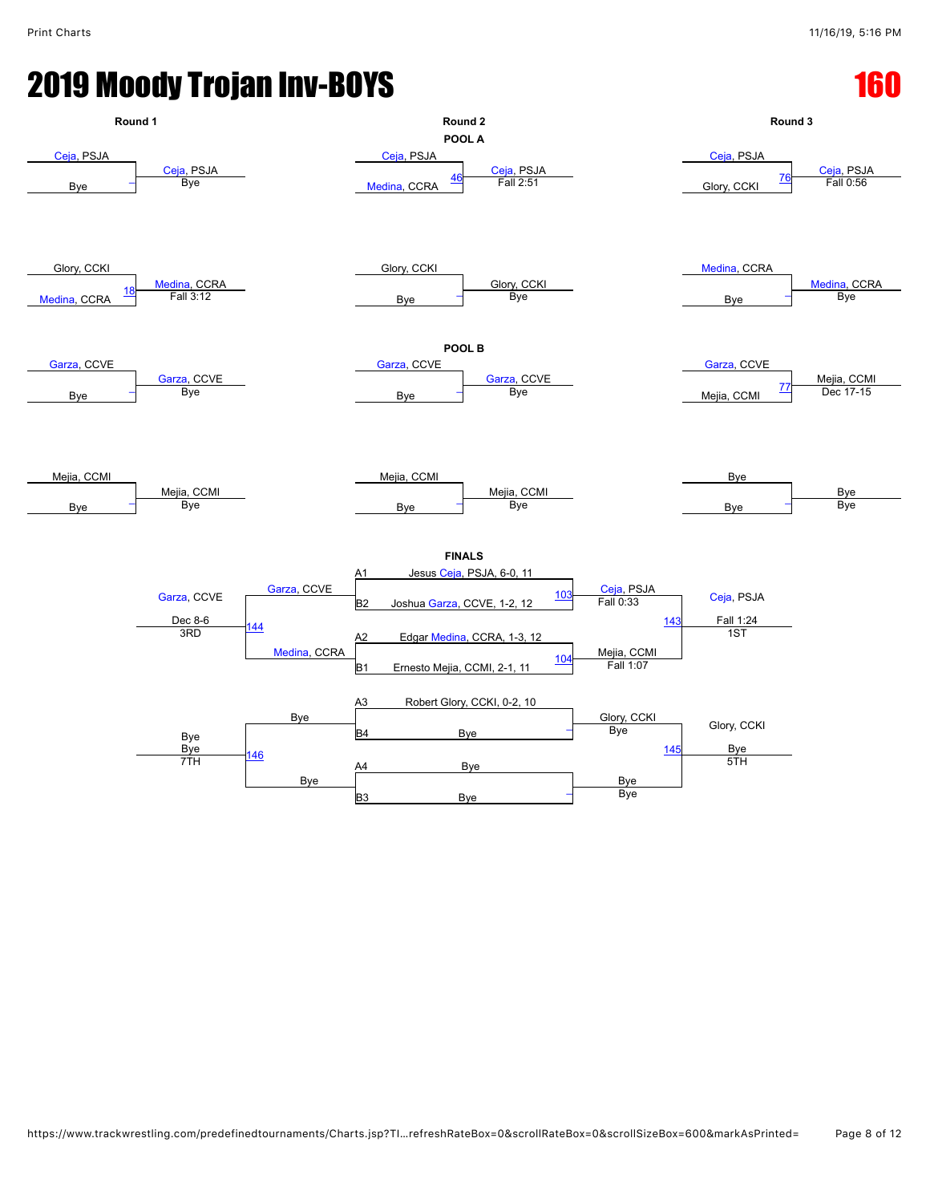# 2019 Moody Trojan Inv-BOYS

**160**

## POOL A

### Round 1

| Wrestler 1 | Wrestler 2 | Bout | Winner | Result |
|---|---|---|---|---|
| Ceja, PSJA | Bye | – | Ceja, PSJA | Bye |
| Glory, CCKI | Medina, CCRA | 18 | Medina, CCRA | Fall 3:12 |

### Round 2

| Wrestler 1 | Wrestler 2 | Bout | Winner | Result |
|---|---|---|---|---|
| Ceja, PSJA | Medina, CCRA | 46 | Ceja, PSJA | Fall 2:51 |
| Glory, CCKI | Bye | – | Glory, CCKI | Bye |

### Round 3

| Wrestler 1 | Wrestler 2 | Bout | Winner | Result |
|---|---|---|---|---|
| Ceja, PSJA | Glory, CCKI | 76 | Ceja, PSJA | Fall 0:56 |
| Medina, CCRA | Bye | – | Medina, CCRA | Bye |

## POOL B

### Round 1

| Wrestler 1 | Wrestler 2 | Bout | Winner | Result |
|---|---|---|---|---|
| Garza, CCVE | Bye | – | Garza, CCVE | Bye |
| Mejia, CCMI | Bye | – | Mejia, CCMI | Bye |

### Round 2

| Wrestler 1 | Wrestler 2 | Bout | Winner | Result |
|---|---|---|---|---|
| Garza, CCVE | Bye | – | Garza, CCVE | Bye |
| Mejia, CCMI | Bye | – | Mejia, CCMI | Bye |

### Round 3

| Wrestler 1 | Wrestler 2 | Bout | Winner | Result |
|---|---|---|---|---|
| Garza, CCVE | Mejia, CCMI | 77 | Mejia, CCMI | Dec 17-15 |
| Bye | Bye | – | Bye | Bye |

## FINALS

- A1 Jesus Ceja, PSJA, 6-0, 11
- B2 Joshua Garza, CCVE, 1-2, 12
- A2 Edgar Medina, CCRA, 1-3, 12
- B1 Ernesto Mejia, CCMI, 2-1, 11
- A3 Robert Glory, CCKI, 0-2, 10
- B4 Bye
- A4 Bye
- B3 Bye

| Bout | Wrestler 1 | Wrestler 2 | Winner | Result | Place |
|---|---|---|---|---|---|
| 103 | A1 Ceja, PSJA | B2 Garza, CCVE | Ceja, PSJA | Fall 0:33 | |
| 104 | A2 Medina, CCRA | B1 Mejia, CCMI | Mejia, CCMI | Fall 1:07 | |
| 143 | Ceja, PSJA | Mejia, CCMI | Ceja, PSJA | Fall 1:24 | 1ST |
| 144 | Garza, CCVE | Medina, CCRA | Garza, CCVE | Dec 8-6 | 3RD |
| – | A3 Glory, CCKI | B4 Bye | Glory, CCKI | Bye | |
| – | A4 Bye | B3 Bye | Bye | Bye | |
| 145 | Glory, CCKI | Bye | Glory, CCKI | Bye | 5TH |
| 146 | Bye | Bye | Bye | Bye | 7TH |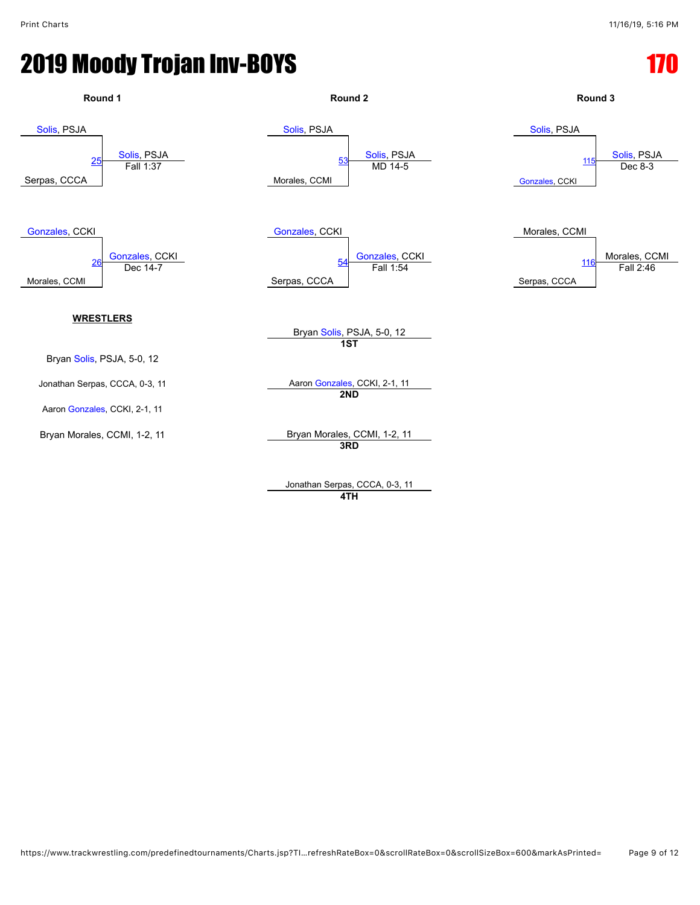# 2019 Moody Trojan Inv-BOYS

# 170

## Round 1

| Bout | Wrestler 1 | Wrestler 2 | Winner | Result |
| --- | --- | --- | --- | --- |
| 25 | Solis, PSJA | Serpas, CCCA | Solis, PSJA | Fall 1:37 |
| 26 | Gonzales, CCKI | Morales, CCMI | Gonzales, CCKI | Dec 14-7 |

## Round 2

| Bout | Wrestler 1 | Wrestler 2 | Winner | Result |
| --- | --- | --- | --- | --- |
| 53 | Solis, PSJA | Morales, CCMI | Solis, PSJA | MD 14-5 |
| 54 | Gonzales, CCKI | Serpas, CCCA | Gonzales, CCKI | Fall 1:54 |

## Round 3

| Bout | Wrestler 1 | Wrestler 2 | Winner | Result |
| --- | --- | --- | --- | --- |
| 115 | Solis, PSJA | Gonzales, CCKI | Solis, PSJA | Dec 8-3 |
| 116 | Morales, CCMI | Serpas, CCCA | Morales, CCMI | Fall 2:46 |

**WRESTLERS**

Bryan Solis, PSJA, 5-0, 12

Jonathan Serpas, CCCA, 0-3, 11

Aaron Gonzales, CCKI, 2-1, 11

Bryan Morales, CCMI, 1-2, 11

**1ST**: Bryan Solis, PSJA, 5-0, 12

**2ND**: Aaron Gonzales, CCKI, 2-1, 11

**3RD**: Bryan Morales, CCMI, 1-2, 11

**4TH**: Jonathan Serpas, CCCA, 0-3, 11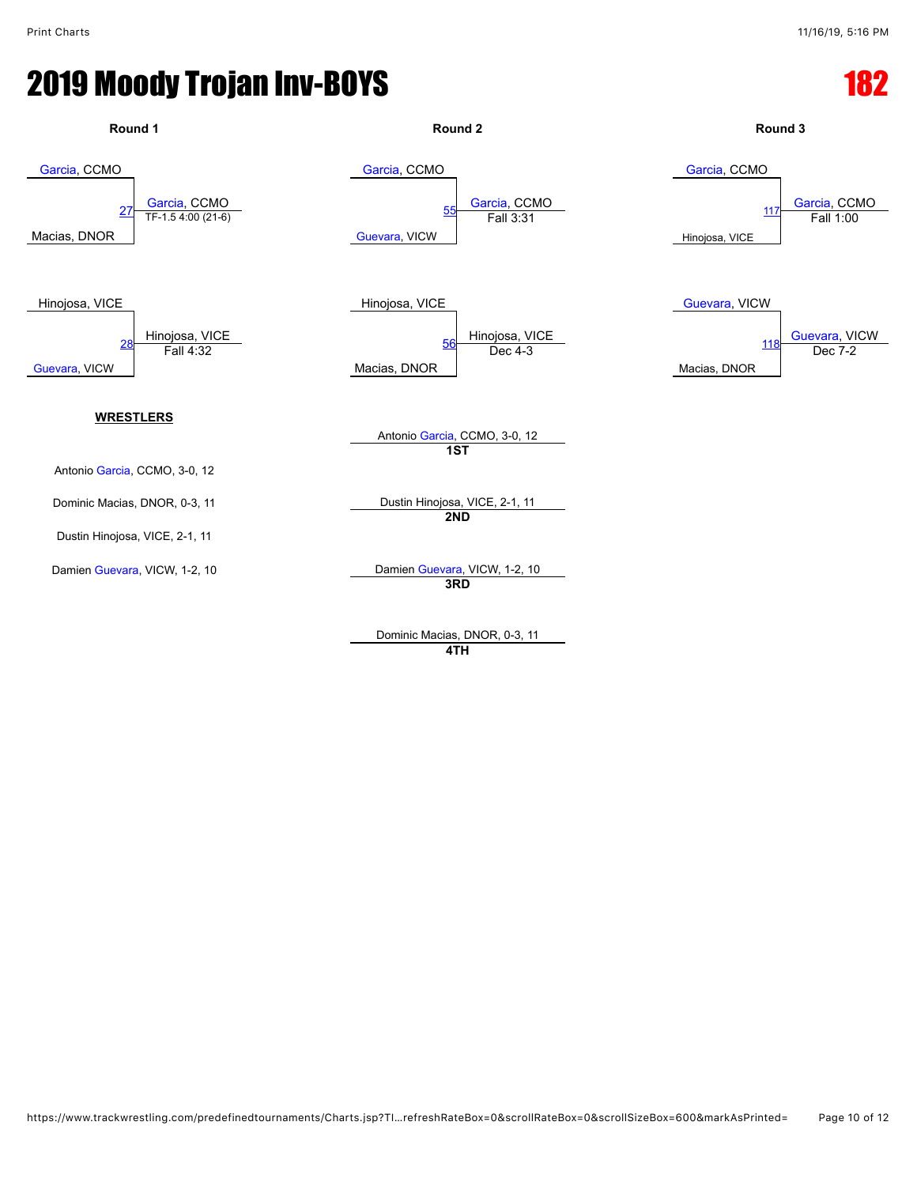# 2019 Moody Trojan Inv-BOYS

# 182

### Round 1

| Match | Wrestler 1 | Wrestler 2 | Winner | Result |
| --- | --- | --- | --- | --- |
| 27 | Garcia, CCMO | Macias, DNOR | Garcia, CCMO | TF-1.5 4:00 (21-6) |
| 28 | Hinojosa, VICE | Guevara, VICW | Hinojosa, VICE | Fall 4:32 |

### Round 2

| Match | Wrestler 1 | Wrestler 2 | Winner | Result |
| --- | --- | --- | --- | --- |
| 55 | Garcia, CCMO | Guevara, VICW | Garcia, CCMO | Fall 3:31 |
| 56 | Hinojosa, VICE | Macias, DNOR | Hinojosa, VICE | Dec 4-3 |

### Round 3

| Match | Wrestler 1 | Wrestler 2 | Winner | Result |
| --- | --- | --- | --- | --- |
| 117 | Garcia, CCMO | Hinojosa, VICE | Garcia, CCMO | Fall 1:00 |
| 118 | Guevara, VICW | Macias, DNOR | Guevara, VICW | Dec 7-2 |

**WRESTLERS**

Antonio Garcia, CCMO, 3-0, 12

Dominic Macias, DNOR, 0-3, 11

Dustin Hinojosa, VICE, 2-1, 11

Damien Guevara, VICW, 1-2, 10

**1ST**: Antonio Garcia, CCMO, 3-0, 12

**2ND**: Dustin Hinojosa, VICE, 2-1, 11

**3RD**: Damien Guevara, VICW, 1-2, 10

**4TH**: Dominic Macias, DNOR, 0-3, 11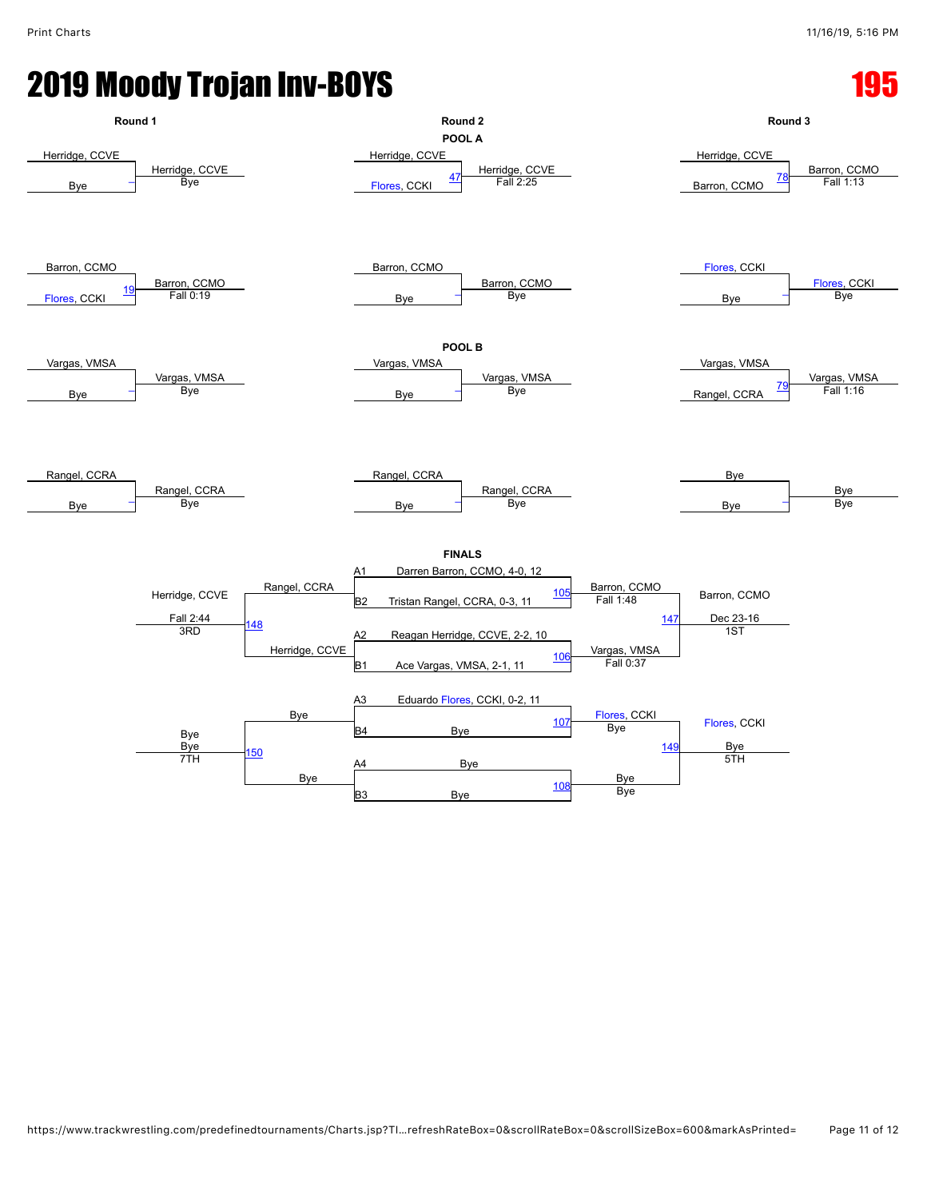# 2019 Moody Trojan Inv-BOYS

## 195

### Round 1

| Match | Wrestler 1 | Wrestler 2 | Bout | Winner | Result |
|---|---|---|---|---|---|
| 1 | Herridge, CCVE | Bye | – | Herridge, CCVE | Bye |
| 2 | Barron, CCMO | Flores, CCKI | 19 | Barron, CCMO | Fall 0:19 |
| 3 | Vargas, VMSA | Bye | – | Vargas, VMSA | Bye |
| 4 | Rangel, CCRA | Bye | – | Rangel, CCRA | Bye |

### Round 2

**POOL A**

| Wrestler 1 | Wrestler 2 | Bout | Winner | Result |
|---|---|---|---|---|
| Herridge, CCVE | Flores, CCKI | 47 | Herridge, CCVE | Fall 2:25 |
| Barron, CCMO | Bye | – | Barron, CCMO | Bye |

**POOL B**

| Wrestler 1 | Wrestler 2 | Bout | Winner | Result |
|---|---|---|---|---|
| Vargas, VMSA | Bye | – | Vargas, VMSA | Bye |
| Rangel, CCRA | Bye | – | Rangel, CCRA | Bye |

### Round 3

| Wrestler 1 | Wrestler 2 | Bout | Winner | Result |
|---|---|---|---|---|
| Herridge, CCVE | Barron, CCMO | 78 | Barron, CCMO | Fall 1:13 |
| Flores, CCKI | Bye | – | Flores, CCKI | Bye |
| Vargas, VMSA | Rangel, CCRA | 79 | Vargas, VMSA | Fall 1:16 |
| Bye | Bye | – | Bye | Bye |

### FINALS

**Semifinals**

| Bout | Wrestler 1 | Wrestler 2 | Winner | Result |
|---|---|---|---|---|
| 105 | A1 Darren Barron, CCMO, 4-0, 12 | B2 Tristan Rangel, CCRA, 0-3, 11 | Barron, CCMO | Fall 1:48 |
| 106 | A2 Reagan Herridge, CCVE, 2-2, 10 | B1 Ace Vargas, VMSA, 2-1, 11 | Vargas, VMSA | Fall 0:37 |
| 107 | A3 Eduardo Flores, CCKI, 0-2, 11 | B4 Bye | Flores, CCKI | Bye |
| 108 | A4 Bye | B3 Bye | Bye | Bye |

**Placement Matches**

| Bout | Wrestler 1 | Wrestler 2 | Winner | Result | Place |
|---|---|---|---|---|---|
| 147 | Barron, CCMO | Vargas, VMSA | Barron, CCMO | Dec 23-16 | 1ST |
| 148 | Rangel, CCRA | Herridge, CCVE | Herridge, CCVE | Fall 2:44 | 3RD |
| 149 | Flores, CCKI | Bye | Flores, CCKI | Bye | 5TH |
| 150 | Bye | Bye | Bye | Bye | 7TH |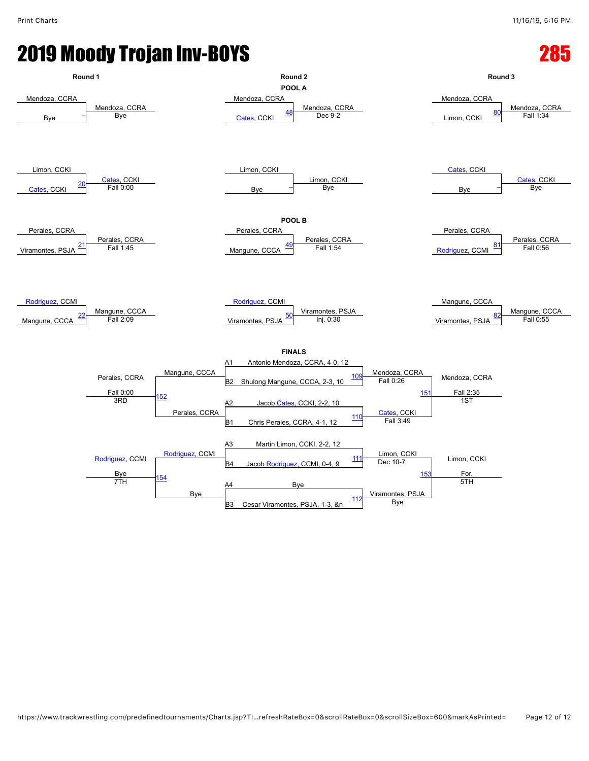# 2019 Moody Trojan Inv-BOYS

**285**

### Round 1

Mendoza, CCRA
Bye
– Mendoza, CCRA
Bye

Limon, CCKI
Cates, CCKI
20 Cates, CCKI
Fall 0:00

Perales, CCRA
Viramontes, PSJA
21 Perales, CCRA
Fall 1:45

Rodriguez, CCMI
Mangune, CCCA
22 Mangune, CCCA
Fall 2:09

### Round 2

**POOL A**

Mendoza, CCRA
Cates, CCKI
48 Mendoza, CCRA
Dec 9-2

Limon, CCKI
Bye
– Limon, CCKI
Bye

**POOL B**

Perales, CCRA
Mangune, CCCA
49 Perales, CCRA
Fall 1:54

Rodriguez, CCMI
Viramontes, PSJA
50 Viramontes, PSJA
Inj. 0:30

### Round 3

Mendoza, CCRA
Limon, CCKI
80 Mendoza, CCRA
Fall 1:34

Cates, CCKI
Bye
– Cates, CCKI
Bye

Perales, CCRA
Rodriguez, CCMI
81 Perales, CCRA
Fall 0:56

Mangune, CCCA
Viramontes, PSJA
82 Mangune, CCCA
Fall 0:55

### FINALS

A1 Antonio Mendoza, CCRA, 4-0, 12
B2 Shulong Mangune, CCCA, 2-3, 10
109 Mendoza, CCRA
Fall 0:26

A2 Jacob Cates, CCKI, 2-2, 10
B1 Chris Perales, CCRA, 4-1, 12
110 Cates, CCKI
Fall 3:49

151 Mendoza, CCRA
Fall 2:35
1ST

Mangune, CCCA
Perales, CCRA
152 Perales, CCRA
Fall 0:00
3RD

A3 Martin Limon, CCKI, 2-2, 12
B4 Jacob Rodriguez, CCMI, 0-4, 9
111 Limon, CCKI
Dec 10-7

A4 Bye
B3 Cesar Viramontes, PSJA, 1-3, &n
112 Viramontes, PSJA
Bye

153 Limon, CCKI
For.
5TH

Rodriguez, CCMI
Bye
154 Rodriguez, CCMI
Bye
7TH